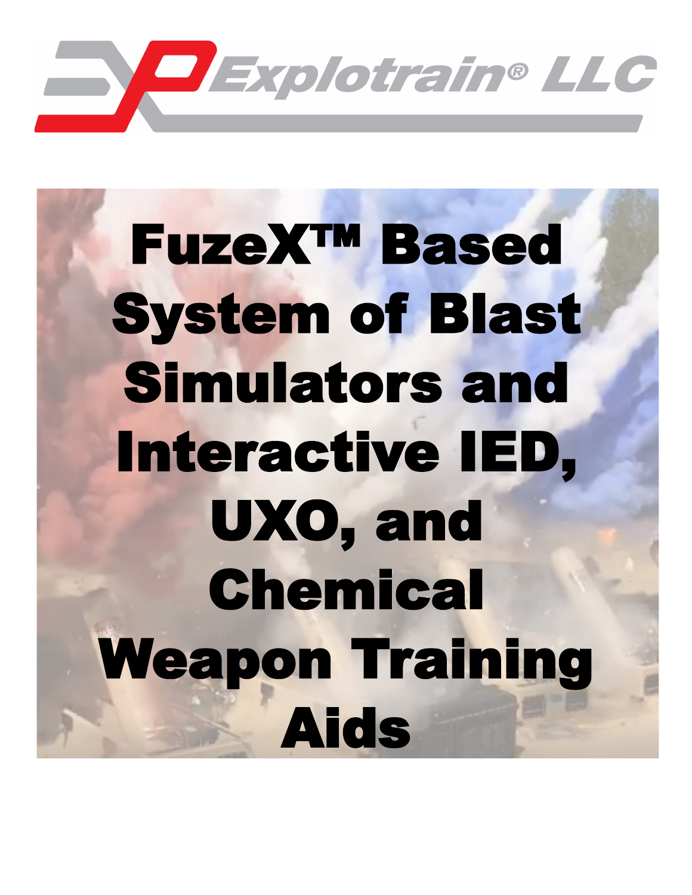Explotrain® LLC

# FuzeX™ Based System of Blast Simulators and Interactive IED, UXO, and Chemical Weapon Training Aids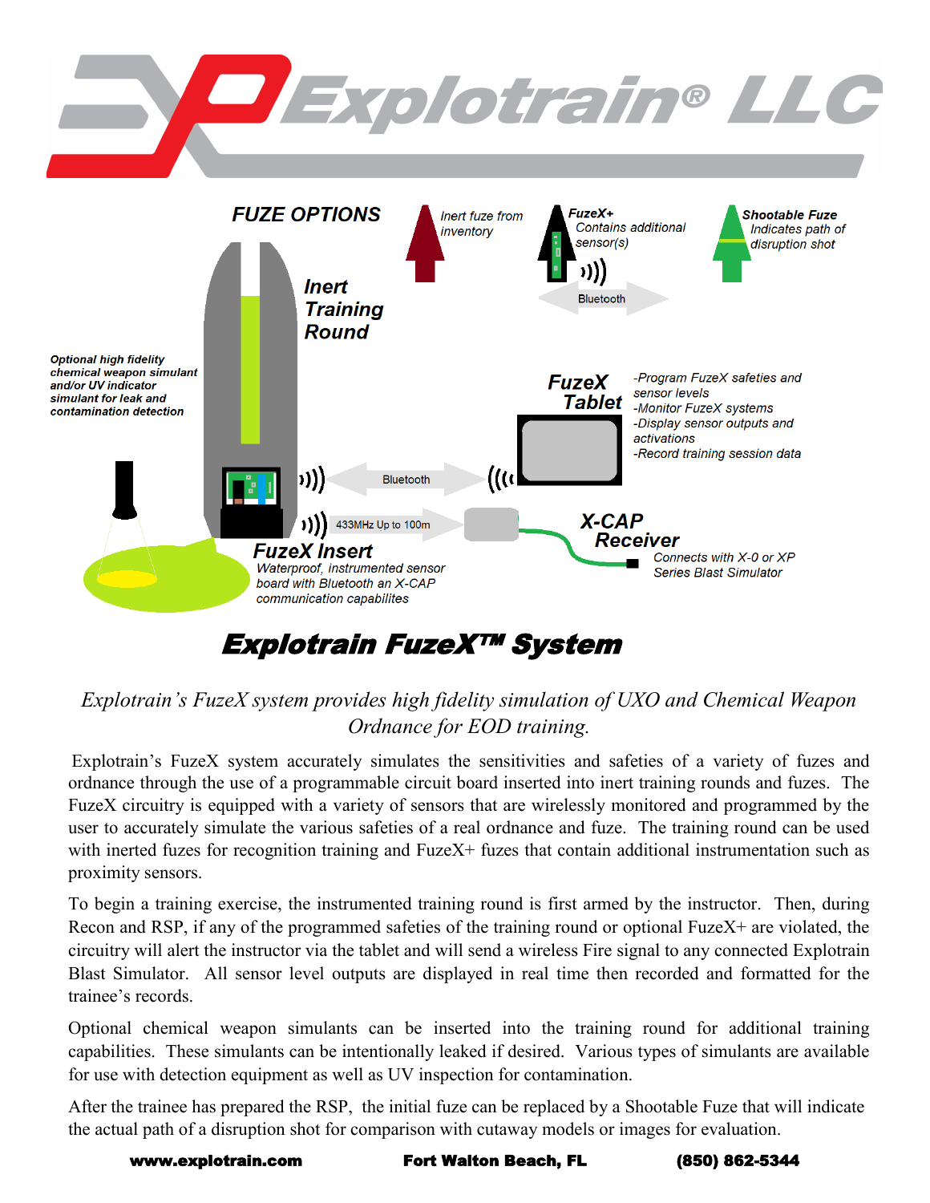# Explotrain® LLC

FUZE OPTIONS

Inert fuze from inventory

FuzeX+
Contains additional sensor(s)

Shootable Fuze
Indicates path of disruption shot

Bluetooth

Inert Training Round

Optional high fidelity chemical weapon simulant and/or UV indicator simulant for leak and contamination detection

FuzeX Tablet

-Program FuzeX safeties and sensor levels
-Monitor FuzeX systems
-Display sensor outputs and activations
-Record training session data

Bluetooth

433MHz Up to 100m

X-CAP Receiver
Connects with X-0 or XP Series Blast Simulator

FuzeX Insert
Waterproof, instrumented sensor board with Bluetooth an X-CAP communication capabilites

## Explotrain FuzeX™ System

*Explotrain's FuzeX system provides high fidelity simulation of UXO and Chemical Weapon Ordnance for EOD training.*

Explotrain's FuzeX system accurately simulates the sensitivities and safeties of a variety of fuzes and ordnance through the use of a programmable circuit board inserted into inert training rounds and fuzes. The FuzeX circuitry is equipped with a variety of sensors that are wirelessly monitored and programmed by the user to accurately simulate the various safeties of a real ordnance and fuze. The training round can be used with inerted fuzes for recognition training and FuzeX+ fuzes that contain additional instrumentation such as proximity sensors.

To begin a training exercise, the instrumented training round is first armed by the instructor. Then, during Recon and RSP, if any of the programmed safeties of the training round or optional FuzeX+ are violated, the circuitry will alert the instructor via the tablet and will send a wireless Fire signal to any connected Explotrain Blast Simulator. All sensor level outputs are displayed in real time then recorded and formatted for the trainee's records.

Optional chemical weapon simulants can be inserted into the training round for additional training capabilities. These simulants can be intentionally leaked if desired. Various types of simulants are available for use with detection equipment as well as UV inspection for contamination.

After the trainee has prepared the RSP, the initial fuze can be replaced by a Shootable Fuze that will indicate the actual path of a disruption shot for comparison with cutaway models or images for evaluation.

**www.explotrain.com** **Fort Walton Beach, FL** **(850) 862-5344**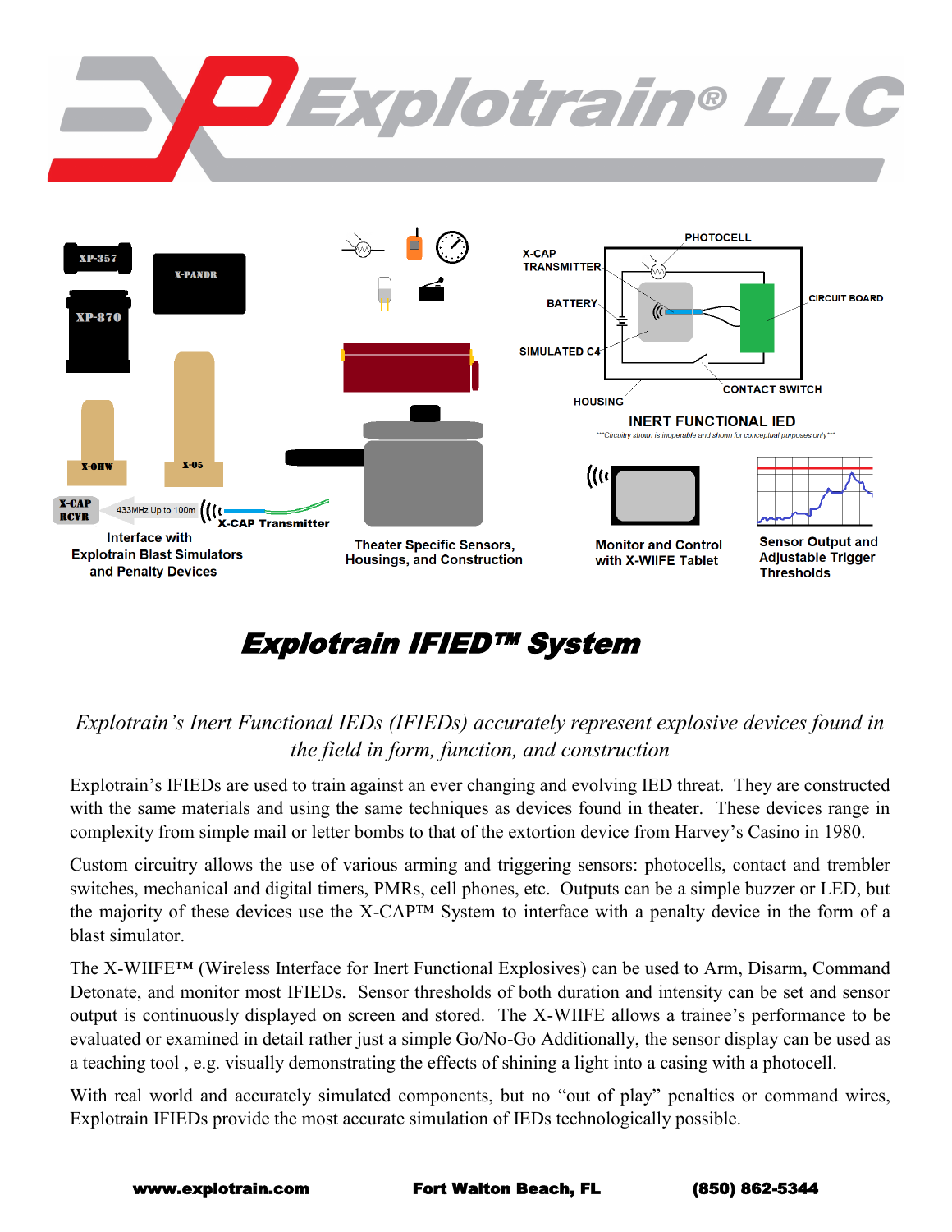# Explotrain® LLC

XP-357

X-PANDR

XP-870

X-OHW

X-05

X-CAP RCVR

433MHz Up to 100m

X-CAP Transmitter

Interface with Explotrain Blast Simulators and Penalty Devices

Theater Specific Sensors, Housings, and Construction

PHOTOCELL

X-CAP TRANSMITTER

BATTERY

SIMULATED C4

CIRCUIT BOARD

CONTACT SWITCH

HOUSING

INERT FUNCTIONAL IED

\*\*\*Circuitry shown is inoperable and shown for conceptual purposes only\*\*\*

Monitor and Control with X-WIIFE Tablet

Sensor Output and Adjustable Trigger Thresholds

## Explotrain IFIED™ System

*Explotrain's Inert Functional IEDs (IFIEDs) accurately represent explosive devices found in the field in form, function, and construction*

Explotrain's IFIEDs are used to train against an ever changing and evolving IED threat. They are constructed with the same materials and using the same techniques as devices found in theater. These devices range in complexity from simple mail or letter bombs to that of the extortion device from Harvey's Casino in 1980.

Custom circuitry allows the use of various arming and triggering sensors: photocells, contact and trembler switches, mechanical and digital timers, PMRs, cell phones, etc. Outputs can be a simple buzzer or LED, but the majority of these devices use the X-CAP™ System to interface with a penalty device in the form of a blast simulator.

The X-WIIFE™ (Wireless Interface for Inert Functional Explosives) can be used to Arm, Disarm, Command Detonate, and monitor most IFIEDs. Sensor thresholds of both duration and intensity can be set and sensor output is continuously displayed on screen and stored. The X-WIIFE allows a trainee's performance to be evaluated or examined in detail rather just a simple Go/No-Go Additionally, the sensor display can be used as a teaching tool , e.g. visually demonstrating the effects of shining a light into a casing with a photocell.

With real world and accurately simulated components, but no "out of play" penalties or command wires, Explotrain IFIEDs provide the most accurate simulation of IEDs technologically possible.

**www.explotrain.com** **Fort Walton Beach, FL** **(850) 862-5344**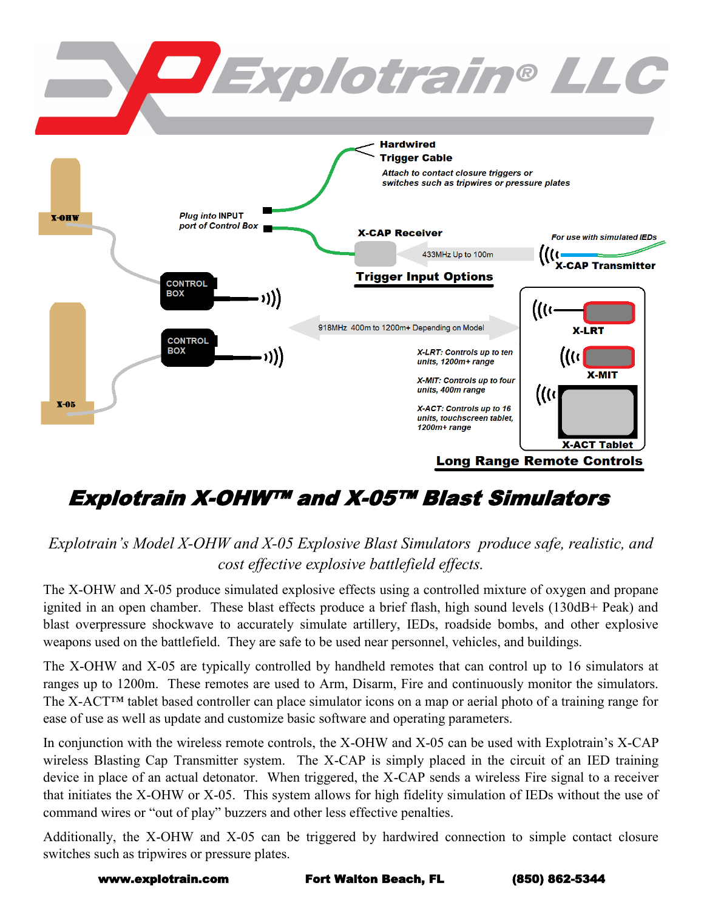# Explotrain® LLC

Hardwired Trigger Cable

*Attach to contact closure triggers or switches such as tripwires or pressure plates*

*Plug into INPUT port of Control Box*

X-CAP Receiver

433MHz Up to 100m

*For use with simulated IEDs*

X-CAP Transmitter

Trigger Input Options

X-OHW

CONTROL BOX

X-05

CONTROL BOX

918MHz 400m to 1200m+ Depending on Model

*X-LRT: Controls up to ten units, 1200m+ range*

*X-MIT: Controls up to four units, 400m range*

*X-ACT: Controls up to 16 units, touchscreen tablet, 1200m+ range*

X-LRT

X-MIT

X-ACT Tablet

Long Range Remote Controls

## *Explotrain X-OHW™ and X-05™ Blast Simulators*

*Explotrain's Model X-OHW and X-05 Explosive Blast Simulators produce safe, realistic, and cost effective explosive battlefield effects.*

The X-OHW and X-05 produce simulated explosive effects using a controlled mixture of oxygen and propane ignited in an open chamber. These blast effects produce a brief flash, high sound levels (130dB+ Peak) and blast overpressure shockwave to accurately simulate artillery, IEDs, roadside bombs, and other explosive weapons used on the battlefield. They are safe to be used near personnel, vehicles, and buildings.

The X-OHW and X-05 are typically controlled by handheld remotes that can control up to 16 simulators at ranges up to 1200m. These remotes are used to Arm, Disarm, Fire and continuously monitor the simulators. The X-ACT™ tablet based controller can place simulator icons on a map or aerial photo of a training range for ease of use as well as update and customize basic software and operating parameters.

In conjunction with the wireless remote controls, the X-OHW and X-05 can be used with Explotrain's X-CAP wireless Blasting Cap Transmitter system. The X-CAP is simply placed in the circuit of an IED training device in place of an actual detonator. When triggered, the X-CAP sends a wireless Fire signal to a receiver that initiates the X-OHW or X-05. This system allows for high fidelity simulation of IEDs without the use of command wires or "out of play" buzzers and other less effective penalties.

Additionally, the X-OHW and X-05 can be triggered by hardwired connection to simple contact closure switches such as tripwires or pressure plates.

**www.explotrain.com** **Fort Walton Beach, FL** **(850) 862-5344**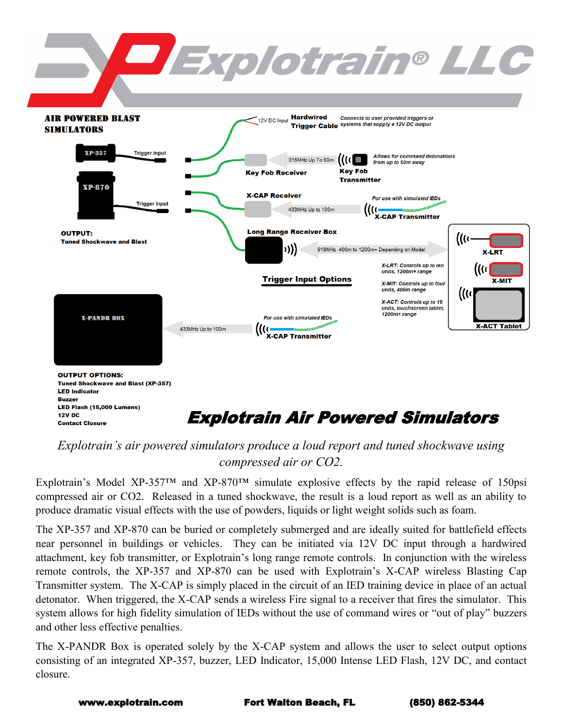# Explotrain® LLC

**AIR POWERED BLAST SIMULATORS**

XP-357

Trigger Input

XP-870

Trigger Input

**OUTPUT:**
**Tuned Shockwave and Blast**

12V DC Input

**Hardwired Trigger Cable**

*Connects to user provided triggers or systems that supply a 12V DC output*

315MHz Up To 50m

**Key Fob Receiver**

**Key Fob Transmitter**

*Allows for command detonations from up to 50m away*

**X-CAP Receiver**

433MHz Up to 100m

*For use with simulated IEDs*

**X-CAP Transmitter**

**Long Range Receiver Box**

918MHz 400m to 1200m+ Depending on Model

**X-LRT**

**X-MIT**

**X-ACT Tablet**

*X-LRT: Controls up to ten units, 1200m+ range*

*X-MIT: Controls up to four units, 400m range*

*X-ACT: Controls up to 16 units, touchscreen tablet, 1200m+ range*

**Trigger Input Options**

X-PANDR BOX

433MHz Up to 100m

*For use with simulated IEDs*

**X-CAP Transmitter**

**OUTPUT OPTIONS:**
**Tuned Shockwave and Blast (XP-357)**
**LED Indicator**
**Buzzer**
**LED Flash (15,000 Lumens)**
**12V DC**
**Contact Closure**

## Explotrain Air Powered Simulators

*Explotrain's air powered simulators produce a loud report and tuned shockwave using compressed air or CO2.*

Explotrain's Model XP-357™ and XP-870™ simulate explosive effects by the rapid release of 150psi compressed air or CO2. Released in a tuned shockwave, the result is a loud report as well as an ability to produce dramatic visual effects with the use of powders, liquids or light weight solids such as foam.

The XP-357 and XP-870 can be buried or completely submerged and are ideally suited for battlefield effects near personnel in buildings or vehicles. They can be initiated via 12V DC input through a hardwired attachment, key fob transmitter, or Explotrain's long range remote controls. In conjunction with the wireless remote controls, the XP-357 and XP-870 can be used with Explotrain's X-CAP wireless Blasting Cap Transmitter system. The X-CAP is simply placed in the circuit of an IED training device in place of an actual detonator. When triggered, the X-CAP sends a wireless Fire signal to a receiver that fires the simulator. This system allows for high fidelity simulation of IEDs without the use of command wires or "out of play" buzzers and other less effective penalties.

The X-PANDR Box is operated solely by the X-CAP system and allows the user to select output options consisting of an integrated XP-357, buzzer, LED Indicator, 15,000 Intense LED Flash, 12V DC, and contact closure.

**www.explotrain.com** **Fort Walton Beach, FL** **(850) 862-5344**